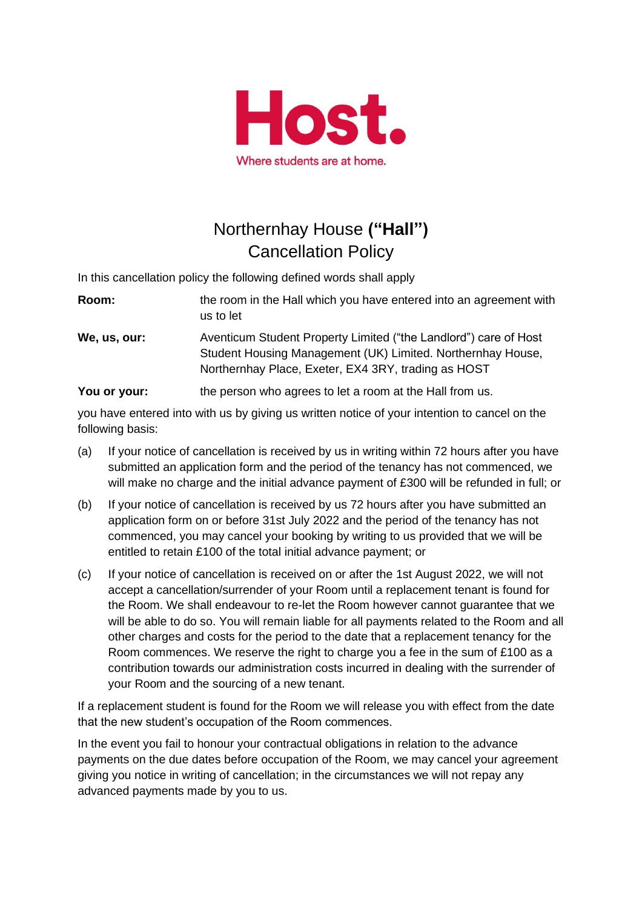**Host.**

Where students are at home.

# Northernhay House **("Hall")** Cancellation Policy

In this cancellation policy the following defined words shall apply

**Room:** the room in the Hall which you have entered into an agreement with us to let

**We, us, our:** Aventicum Student Property Limited ("the Landlord") care of Host Student Housing Management (UK) Limited. Northernhay House, Northernhay Place, Exeter, EX4 3RY, trading as HOST

**You or your:** the person who agrees to let a room at the Hall from us.

you have entered into with us by giving us written notice of your intention to cancel on the following basis:

(a) If your notice of cancellation is received by us in writing within 72 hours after you have submitted an application form and the period of the tenancy has not commenced, we will make no charge and the initial advance payment of £300 will be refunded in full; or

(b) If your notice of cancellation is received by us 72 hours after you have submitted an application form on or before 31st July 2022 and the period of the tenancy has not commenced, you may cancel your booking by writing to us provided that we will be entitled to retain £100 of the total initial advance payment; or

(c) If your notice of cancellation is received on or after the 1st August 2022, we will not accept a cancellation/surrender of your Room until a replacement tenant is found for the Room. We shall endeavour to re-let the Room however cannot guarantee that we will be able to do so. You will remain liable for all payments related to the Room and all other charges and costs for the period to the date that a replacement tenancy for the Room commences. We reserve the right to charge you a fee in the sum of £100 as a contribution towards our administration costs incurred in dealing with the surrender of your Room and the sourcing of a new tenant.

If a replacement student is found for the Room we will release you with effect from the date that the new student's occupation of the Room commences.

In the event you fail to honour your contractual obligations in relation to the advance payments on the due dates before occupation of the Room, we may cancel your agreement giving you notice in writing of cancellation; in the circumstances we will not repay any advanced payments made by you to us.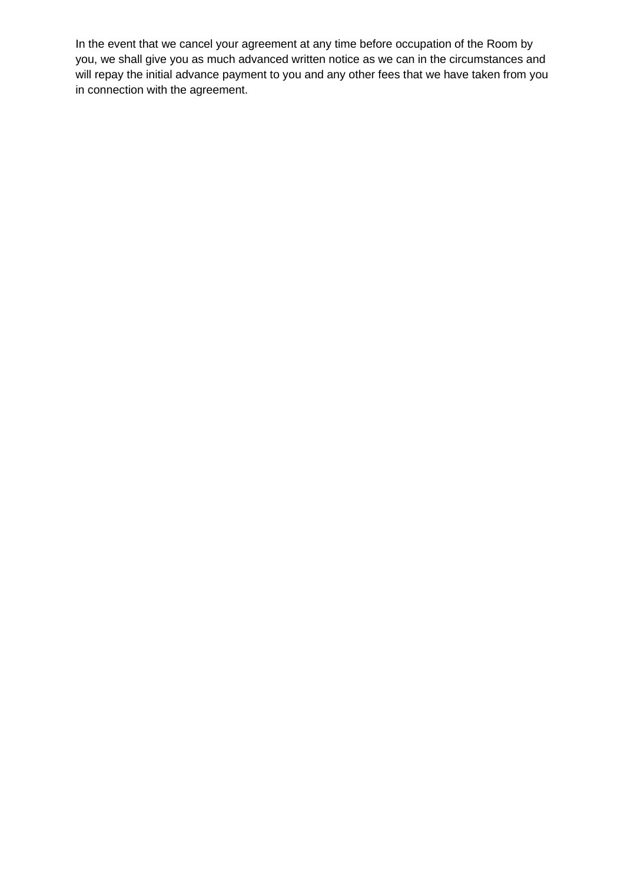In the event that we cancel your agreement at any time before occupation of the Room by you, we shall give you as much advanced written notice as we can in the circumstances and will repay the initial advance payment to you and any other fees that we have taken from you in connection with the agreement.